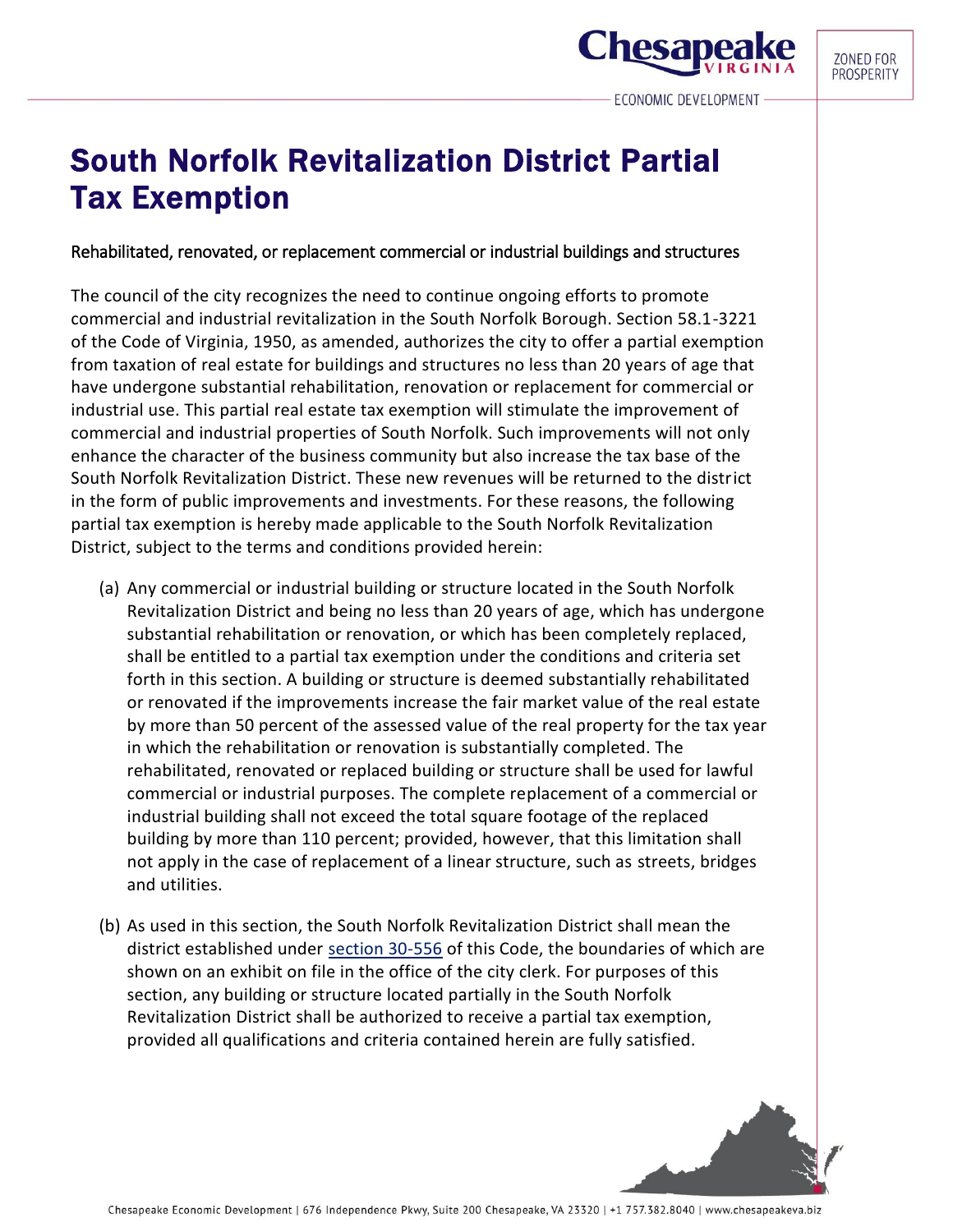# South Norfolk Revitalization District Partial Tax Exemption

Rehabilitated, renovated, or replacement commercial or industrial buildings and structures

The council of the city recognizes the need to continue ongoing efforts to promote commercial and industrial revitalization in the South Norfolk Borough. Section 58.1-3221 of the Code of Virginia, 1950, as amended, authorizes the city to offer a partial exemption from taxation of real estate for buildings and structures no less than 20 years of age that have undergone substantial rehabilitation, renovation or replacement for commercial or industrial use. This partial real estate tax exemption will stimulate the improvement of commercial and industrial properties of South Norfolk. Such improvements will not only enhance the character of the business community but also increase the tax base of the South Norfolk Revitalization District. These new revenues will be returned to the district in the form of public improvements and investments. For these reasons, the following partial tax exemption is hereby made applicable to the South Norfolk Revitalization District, subject to the terms and conditions provided herein:

(a) Any commercial or industrial building or structure located in the South Norfolk Revitalization District and being no less than 20 years of age, which has undergone substantial rehabilitation or renovation, or which has been completely replaced, shall be entitled to a partial tax exemption under the conditions and criteria set forth in this section. A building or structure is deemed substantially rehabilitated or renovated if the improvements increase the fair market value of the real estate by more than 50 percent of the assessed value of the real property for the tax year in which the rehabilitation or renovation is substantially completed. The rehabilitated, renovated or replaced building or structure shall be used for lawful commercial or industrial purposes. The complete replacement of a commercial or industrial building shall not exceed the total square footage of the replaced building by more than 110 percent; provided, however, that this limitation shall not apply in the case of replacement of a linear structure, such as streets, bridges and utilities.

(b) As used in this section, the South Norfolk Revitalization District shall mean the district established under section 30-556 of this Code, the boundaries of which are shown on an exhibit on file in the office of the city clerk. For purposes of this section, any building or structure located partially in the South Norfolk Revitalization District shall be authorized to receive a partial tax exemption, provided all qualifications and criteria contained herein are fully satisfied.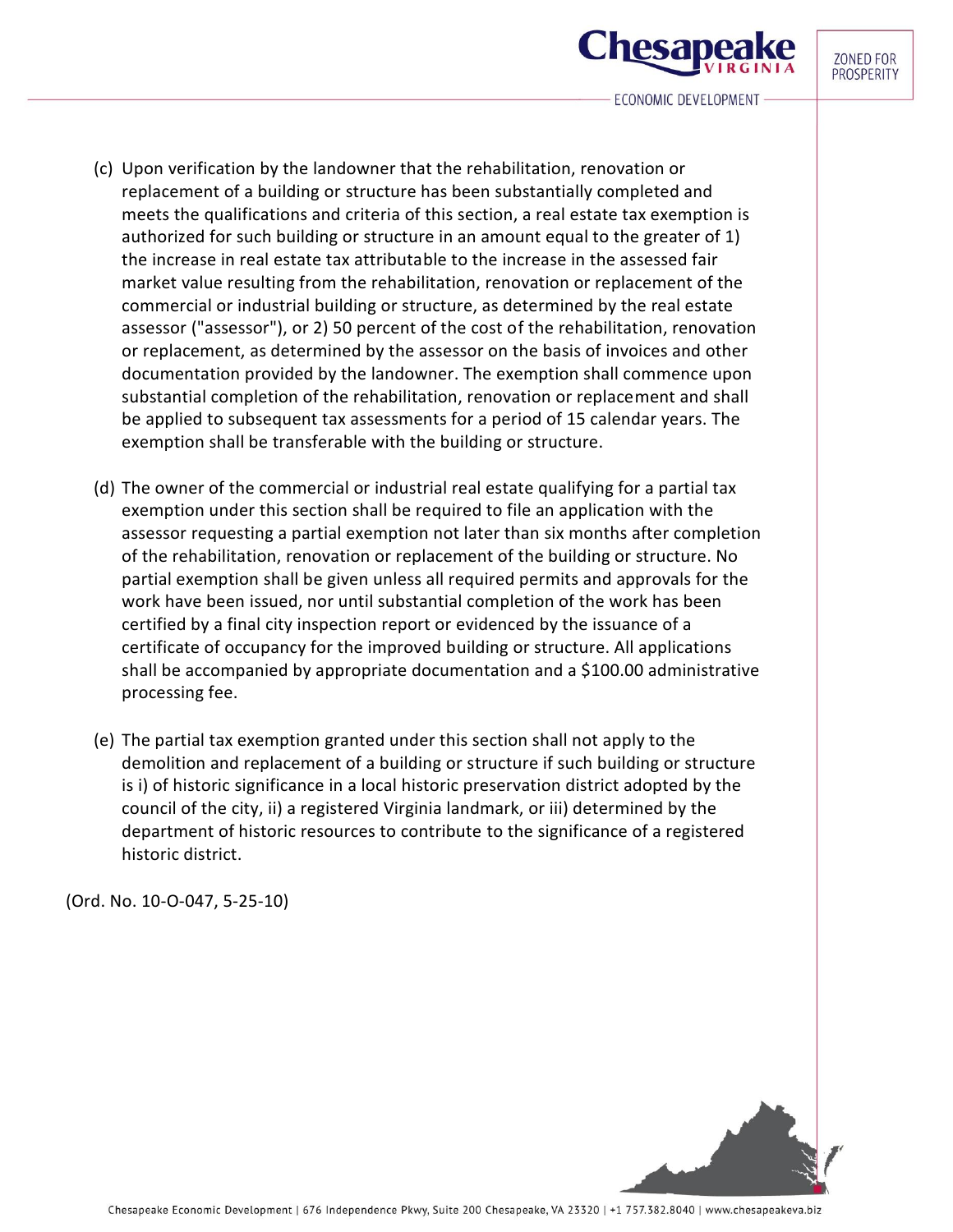(c) Upon verification by the landowner that the rehabilitation, renovation or replacement of a building or structure has been substantially completed and meets the qualifications and criteria of this section, a real estate tax exemption is authorized for such building or structure in an amount equal to the greater of 1) the increase in real estate tax attributable to the increase in the assessed fair market value resulting from the rehabilitation, renovation or replacement of the commercial or industrial building or structure, as determined by the real estate assessor ("assessor"), or 2) 50 percent of the cost of the rehabilitation, renovation or replacement, as determined by the assessor on the basis of invoices and other documentation provided by the landowner. The exemption shall commence upon substantial completion of the rehabilitation, renovation or replacement and shall be applied to subsequent tax assessments for a period of 15 calendar years. The exemption shall be transferable with the building or structure.

(d) The owner of the commercial or industrial real estate qualifying for a partial tax exemption under this section shall be required to file an application with the assessor requesting a partial exemption not later than six months after completion of the rehabilitation, renovation or replacement of the building or structure. No partial exemption shall be given unless all required permits and approvals for the work have been issued, nor until substantial completion of the work has been certified by a final city inspection report or evidenced by the issuance of a certificate of occupancy for the improved building or structure. All applications shall be accompanied by appropriate documentation and a $100.00 administrative processing fee.

(e) The partial tax exemption granted under this section shall not apply to the demolition and replacement of a building or structure if such building or structure is i) of historic significance in a local historic preservation district adopted by the council of the city, ii) a registered Virginia landmark, or iii) determined by the department of historic resources to contribute to the significance of a registered historic district.

(Ord. No. 10-O-047, 5-25-10)